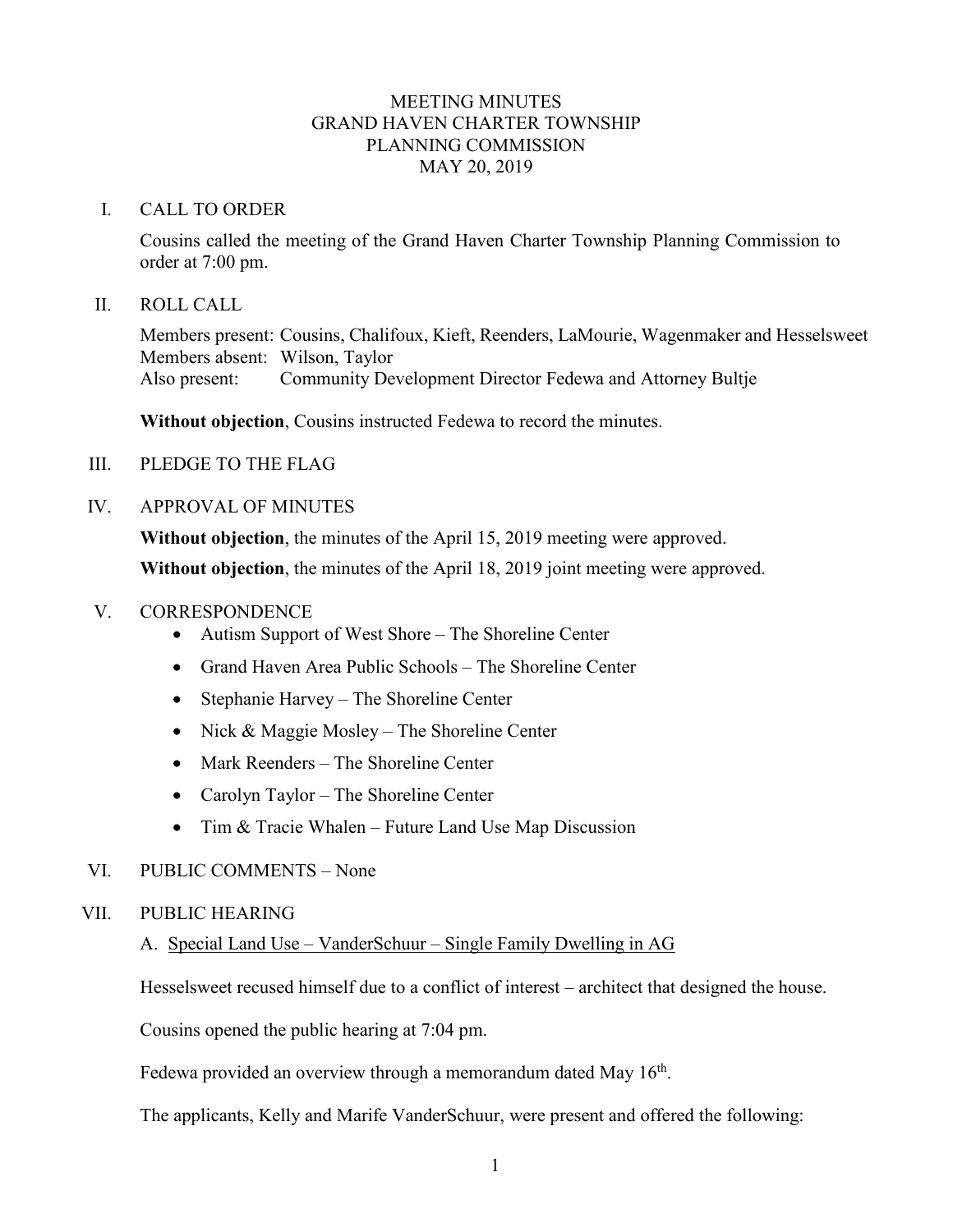# MEETING MINUTES
# GRAND HAVEN CHARTER TOWNSHIP
# PLANNING COMMISSION
# MAY 20, 2019

## I. CALL TO ORDER

Cousins called the meeting of the Grand Haven Charter Township Planning Commission to order at 7:00 pm.

## II. ROLL CALL

Members present: Cousins, Chalifoux, Kieft, Reenders, LaMourie, Wagenmaker and Hesselsweet
Members absent: Wilson, Taylor
Also present: Community Development Director Fedewa and Attorney Bultje

**Without objection**, Cousins instructed Fedewa to record the minutes.

## III. PLEDGE TO THE FLAG

## IV. APPROVAL OF MINUTES

**Without objection**, the minutes of the April 15, 2019 meeting were approved.

**Without objection**, the minutes of the April 18, 2019 joint meeting were approved.

## V. CORRESPONDENCE

- Autism Support of West Shore – The Shoreline Center
- Grand Haven Area Public Schools – The Shoreline Center
- Stephanie Harvey – The Shoreline Center
- Nick & Maggie Mosley – The Shoreline Center
- Mark Reenders – The Shoreline Center
- Carolyn Taylor – The Shoreline Center
- Tim & Tracie Whalen – Future Land Use Map Discussion

## VI. PUBLIC COMMENTS – None

## VII. PUBLIC HEARING

### A. Special Land Use – VanderSchuur – Single Family Dwelling in AG

Hesselsweet recused himself due to a conflict of interest – architect that designed the house.

Cousins opened the public hearing at 7:04 pm.

Fedewa provided an overview through a memorandum dated May 16th.

The applicants, Kelly and Marife VanderSchuur, were present and offered the following: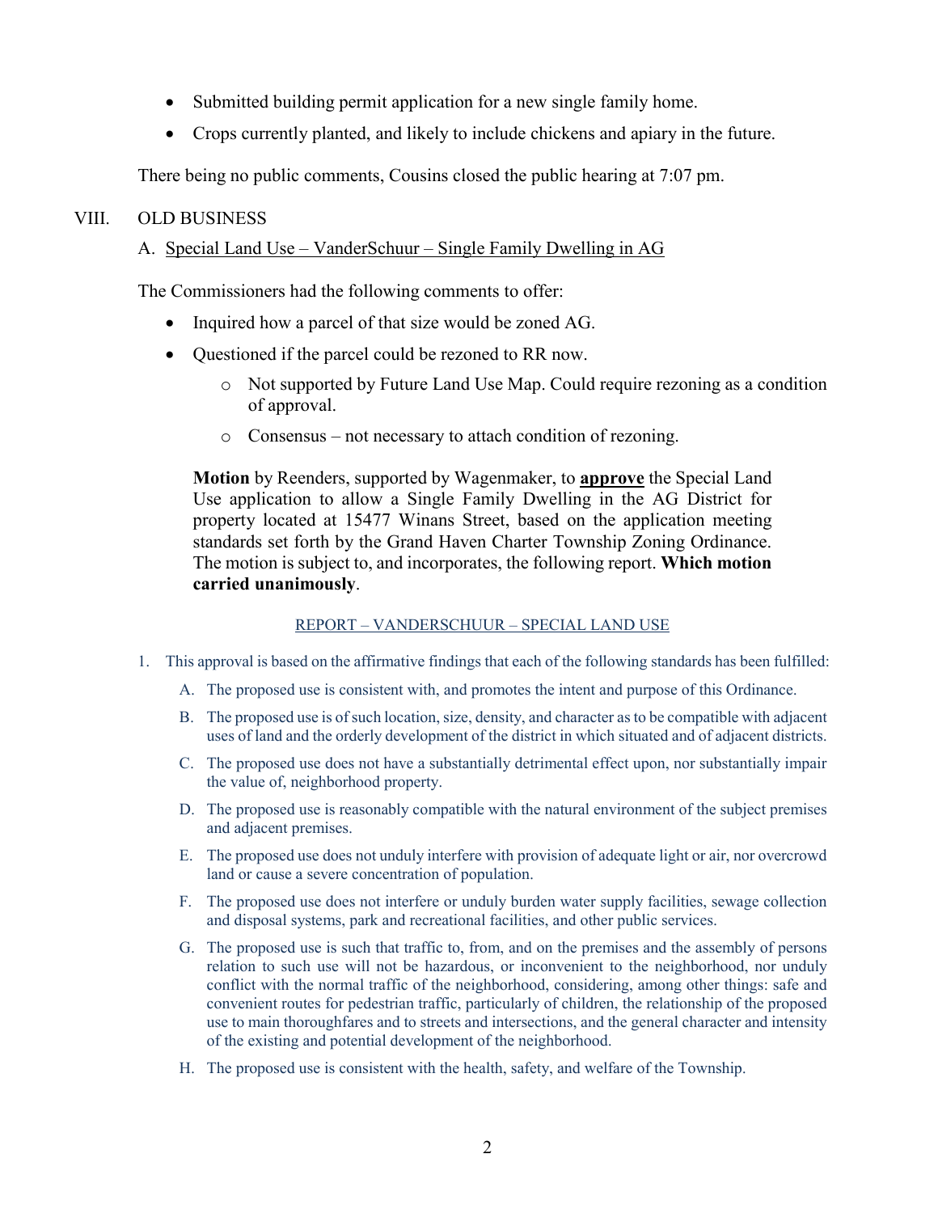- Submitted building permit application for a new single family home.
- Crops currently planted, and likely to include chickens and apiary in the future.

There being no public comments, Cousins closed the public hearing at 7:07 pm.

## VIII. OLD BUSINESS

### A. Special Land Use – VanderSchuur – Single Family Dwelling in AG

The Commissioners had the following comments to offer:

- Inquired how a parcel of that size would be zoned AG.
- Questioned if the parcel could be rezoned to RR now.
  - Not supported by Future Land Use Map. Could require rezoning as a condition of approval.
  - Consensus – not necessary to attach condition of rezoning.

**Motion** by Reenders, supported by Wagenmaker, to **approve** the Special Land Use application to allow a Single Family Dwelling in the AG District for property located at 15477 Winans Street, based on the application meeting standards set forth by the Grand Haven Charter Township Zoning Ordinance. The motion is subject to, and incorporates, the following report. **Which motion carried unanimously**.

REPORT – VANDERSCHUUR – SPECIAL LAND USE

1. This approval is based on the affirmative findings that each of the following standards has been fulfilled:
   - A. The proposed use is consistent with, and promotes the intent and purpose of this Ordinance.
   - B. The proposed use is of such location, size, density, and character as to be compatible with adjacent uses of land and the orderly development of the district in which situated and of adjacent districts.
   - C. The proposed use does not have a substantially detrimental effect upon, nor substantially impair the value of, neighborhood property.
   - D. The proposed use is reasonably compatible with the natural environment of the subject premises and adjacent premises.
   - E. The proposed use does not unduly interfere with provision of adequate light or air, nor overcrowd land or cause a severe concentration of population.
   - F. The proposed use does not interfere or unduly burden water supply facilities, sewage collection and disposal systems, park and recreational facilities, and other public services.
   - G. The proposed use is such that traffic to, from, and on the premises and the assembly of persons relation to such use will not be hazardous, or inconvenient to the neighborhood, nor unduly conflict with the normal traffic of the neighborhood, considering, among other things: safe and convenient routes for pedestrian traffic, particularly of children, the relationship of the proposed use to main thoroughfares and to streets and intersections, and the general character and intensity of the existing and potential development of the neighborhood.
   - H. The proposed use is consistent with the health, safety, and welfare of the Township.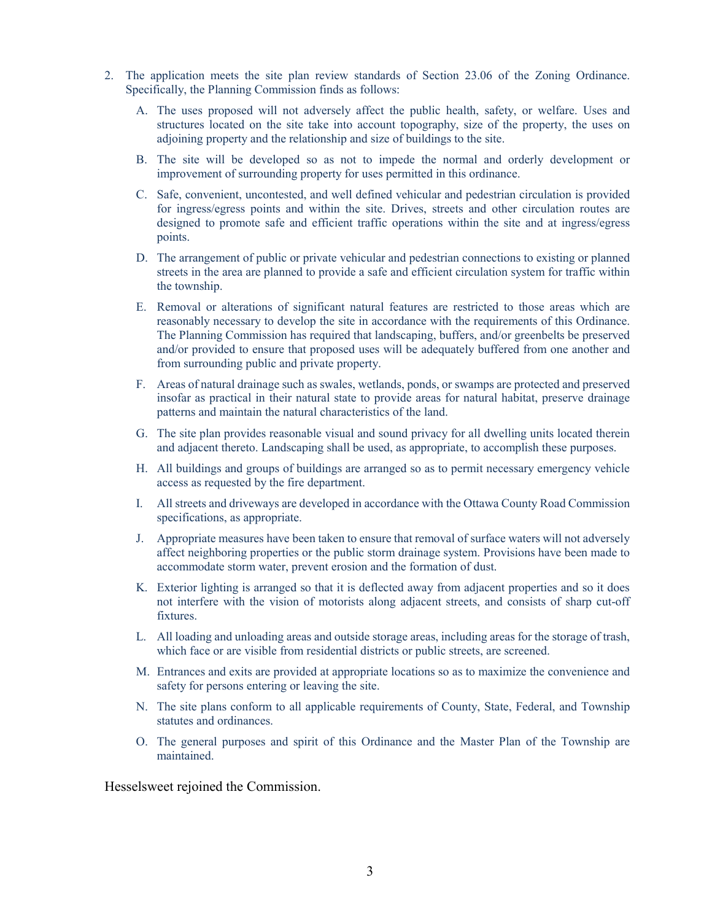2. The application meets the site plan review standards of Section 23.06 of the Zoning Ordinance. Specifically, the Planning Commission finds as follows:

   A. The uses proposed will not adversely affect the public health, safety, or welfare. Uses and structures located on the site take into account topography, size of the property, the uses on adjoining property and the relationship and size of buildings to the site.

   B. The site will be developed so as not to impede the normal and orderly development or improvement of surrounding property for uses permitted in this ordinance.

   C. Safe, convenient, uncontested, and well defined vehicular and pedestrian circulation is provided for ingress/egress points and within the site. Drives, streets and other circulation routes are designed to promote safe and efficient traffic operations within the site and at ingress/egress points.

   D. The arrangement of public or private vehicular and pedestrian connections to existing or planned streets in the area are planned to provide a safe and efficient circulation system for traffic within the township.

   E. Removal or alterations of significant natural features are restricted to those areas which are reasonably necessary to develop the site in accordance with the requirements of this Ordinance. The Planning Commission has required that landscaping, buffers, and/or greenbelts be preserved and/or provided to ensure that proposed uses will be adequately buffered from one another and from surrounding public and private property.

   F. Areas of natural drainage such as swales, wetlands, ponds, or swamps are protected and preserved insofar as practical in their natural state to provide areas for natural habitat, preserve drainage patterns and maintain the natural characteristics of the land.

   G. The site plan provides reasonable visual and sound privacy for all dwelling units located therein and adjacent thereto. Landscaping shall be used, as appropriate, to accomplish these purposes.

   H. All buildings and groups of buildings are arranged so as to permit necessary emergency vehicle access as requested by the fire department.

   I. All streets and driveways are developed in accordance with the Ottawa County Road Commission specifications, as appropriate.

   J. Appropriate measures have been taken to ensure that removal of surface waters will not adversely affect neighboring properties or the public storm drainage system. Provisions have been made to accommodate storm water, prevent erosion and the formation of dust.

   K. Exterior lighting is arranged so that it is deflected away from adjacent properties and so it does not interfere with the vision of motorists along adjacent streets, and consists of sharp cut-off fixtures.

   L. All loading and unloading areas and outside storage areas, including areas for the storage of trash, which face or are visible from residential districts or public streets, are screened.

   M. Entrances and exits are provided at appropriate locations so as to maximize the convenience and safety for persons entering or leaving the site.

   N. The site plans conform to all applicable requirements of County, State, Federal, and Township statutes and ordinances.

   O. The general purposes and spirit of this Ordinance and the Master Plan of the Township are maintained.

Hesselsweet rejoined the Commission.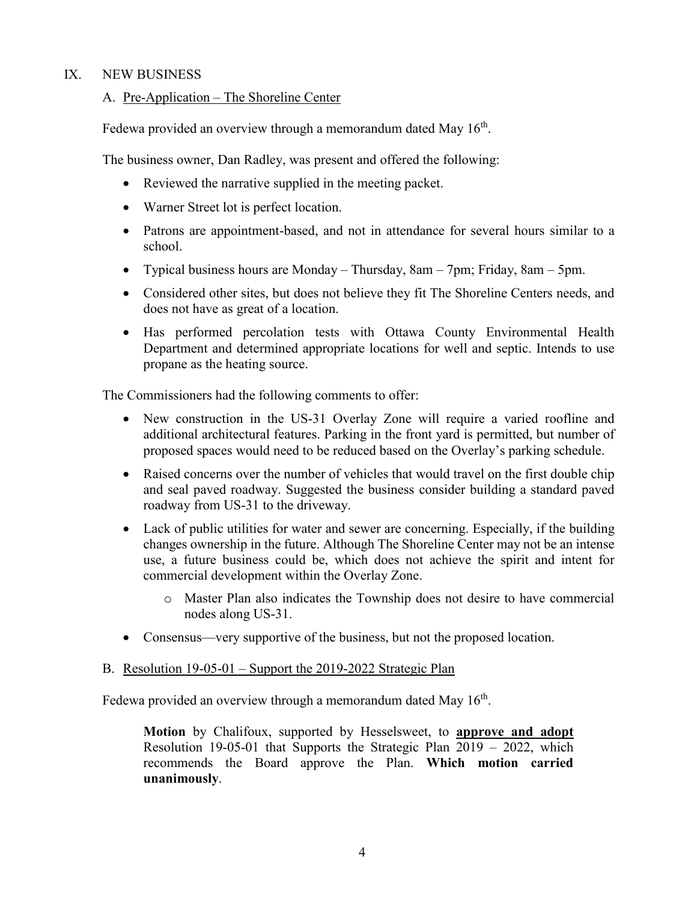## IX. NEW BUSINESS

### A. Pre-Application – The Shoreline Center

Fedewa provided an overview through a memorandum dated May 16th.

The business owner, Dan Radley, was present and offered the following:

- Reviewed the narrative supplied in the meeting packet.
- Warner Street lot is perfect location.
- Patrons are appointment-based, and not in attendance for several hours similar to a school.
- Typical business hours are Monday – Thursday, 8am – 7pm; Friday, 8am – 5pm.
- Considered other sites, but does not believe they fit The Shoreline Centers needs, and does not have as great of a location.
- Has performed percolation tests with Ottawa County Environmental Health Department and determined appropriate locations for well and septic. Intends to use propane as the heating source.

The Commissioners had the following comments to offer:

- New construction in the US-31 Overlay Zone will require a varied roofline and additional architectural features. Parking in the front yard is permitted, but number of proposed spaces would need to be reduced based on the Overlay's parking schedule.
- Raised concerns over the number of vehicles that would travel on the first double chip and seal paved roadway. Suggested the business consider building a standard paved roadway from US-31 to the driveway.
- Lack of public utilities for water and sewer are concerning. Especially, if the building changes ownership in the future. Although The Shoreline Center may not be an intense use, a future business could be, which does not achieve the spirit and intent for commercial development within the Overlay Zone.
  - Master Plan also indicates the Township does not desire to have commercial nodes along US-31.
- Consensus—very supportive of the business, but not the proposed location.

### B. Resolution 19-05-01 – Support the 2019-2022 Strategic Plan

Fedewa provided an overview through a memorandum dated May 16th.

> **Motion** by Chalifoux, supported by Hesselsweet, to **approve and adopt** Resolution 19-05-01 that Supports the Strategic Plan 2019 – 2022, which recommends the Board approve the Plan. **Which motion carried unanimously**.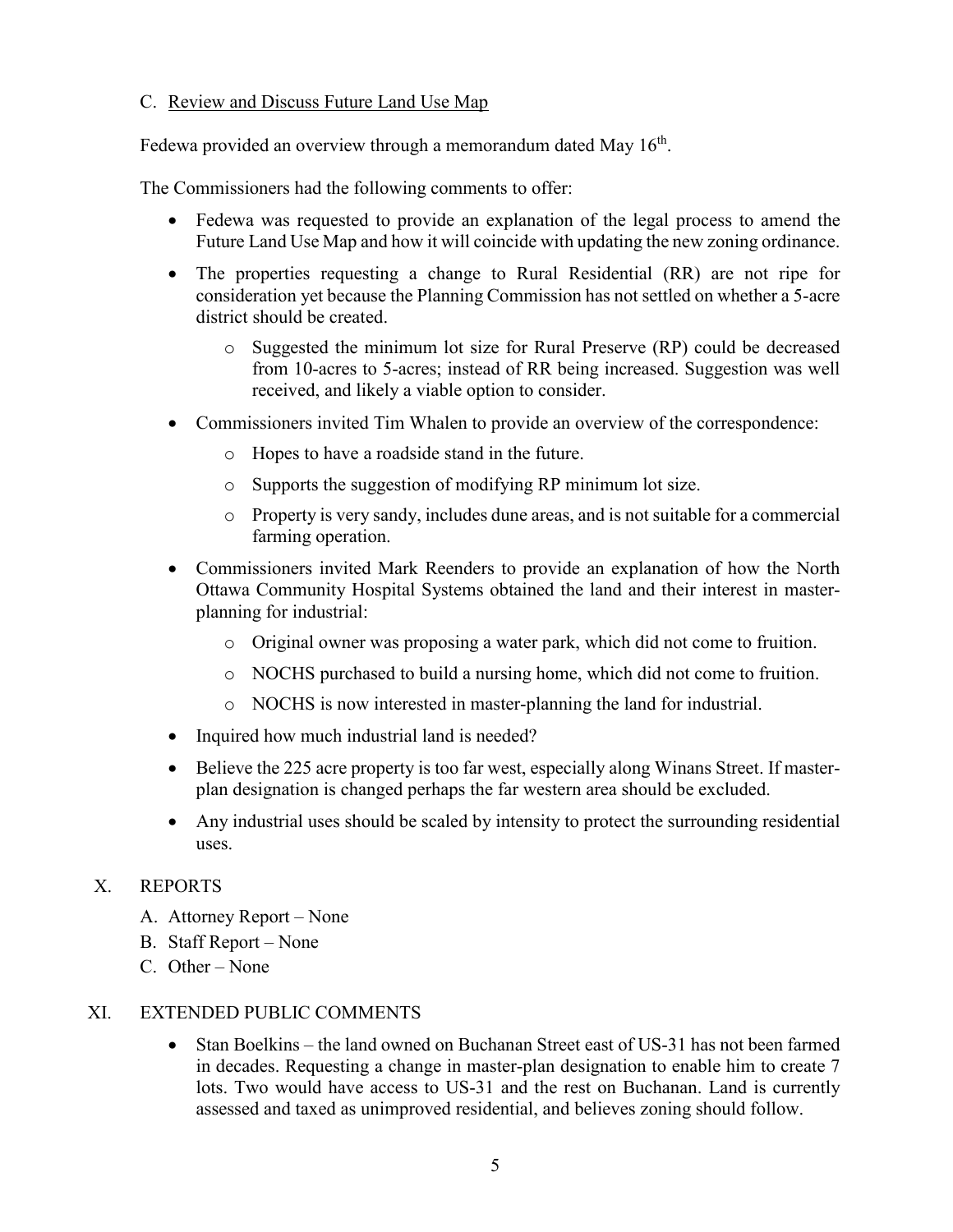C. Review and Discuss Future Land Use Map

Fedewa provided an overview through a memorandum dated May 16th.

The Commissioners had the following comments to offer:

- Fedewa was requested to provide an explanation of the legal process to amend the Future Land Use Map and how it will coincide with updating the new zoning ordinance.
- The properties requesting a change to Rural Residential (RR) are not ripe for consideration yet because the Planning Commission has not settled on whether a 5-acre district should be created.
  - Suggested the minimum lot size for Rural Preserve (RP) could be decreased from 10-acres to 5-acres; instead of RR being increased. Suggestion was well received, and likely a viable option to consider.
- Commissioners invited Tim Whalen to provide an overview of the correspondence:
  - Hopes to have a roadside stand in the future.
  - Supports the suggestion of modifying RP minimum lot size.
  - Property is very sandy, includes dune areas, and is not suitable for a commercial farming operation.
- Commissioners invited Mark Reenders to provide an explanation of how the North Ottawa Community Hospital Systems obtained the land and their interest in master-planning for industrial:
  - Original owner was proposing a water park, which did not come to fruition.
  - NOCHS purchased to build a nursing home, which did not come to fruition.
  - NOCHS is now interested in master-planning the land for industrial.
- Inquired how much industrial land is needed?
- Believe the 225 acre property is too far west, especially along Winans Street. If master-plan designation is changed perhaps the far western area should be excluded.
- Any industrial uses should be scaled by intensity to protect the surrounding residential uses.

X. REPORTS

A. Attorney Report – None
B. Staff Report – None
C. Other – None

XI. EXTENDED PUBLIC COMMENTS

- Stan Boelkins – the land owned on Buchanan Street east of US-31 has not been farmed in decades. Requesting a change in master-plan designation to enable him to create 7 lots. Two would have access to US-31 and the rest on Buchanan. Land is currently assessed and taxed as unimproved residential, and believes zoning should follow.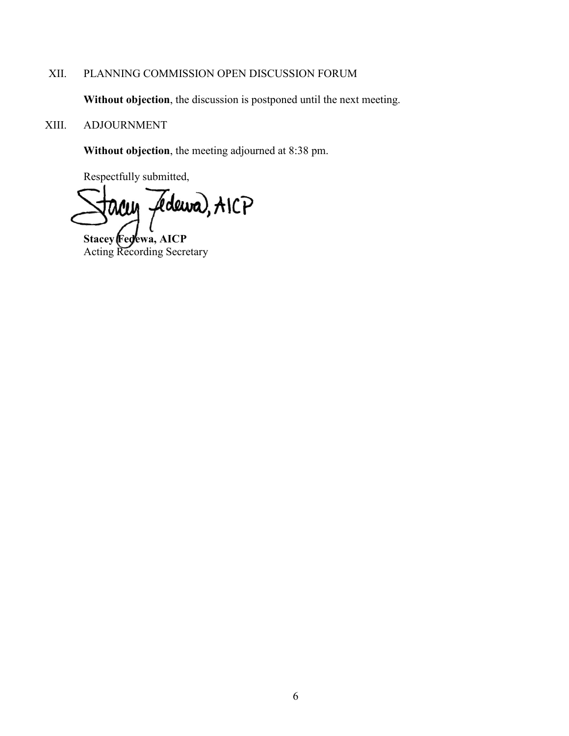XII. PLANNING COMMISSION OPEN DISCUSSION FORUM

**Without objection**, the discussion is postponed until the next meeting.

XIII. ADJOURNMENT

**Without objection**, the meeting adjourned at 8:38 pm.

Respectfully submitted,

Stacey Fedewa, AICP

**Stacey Fedewa, AICP**
Acting Recording Secretary